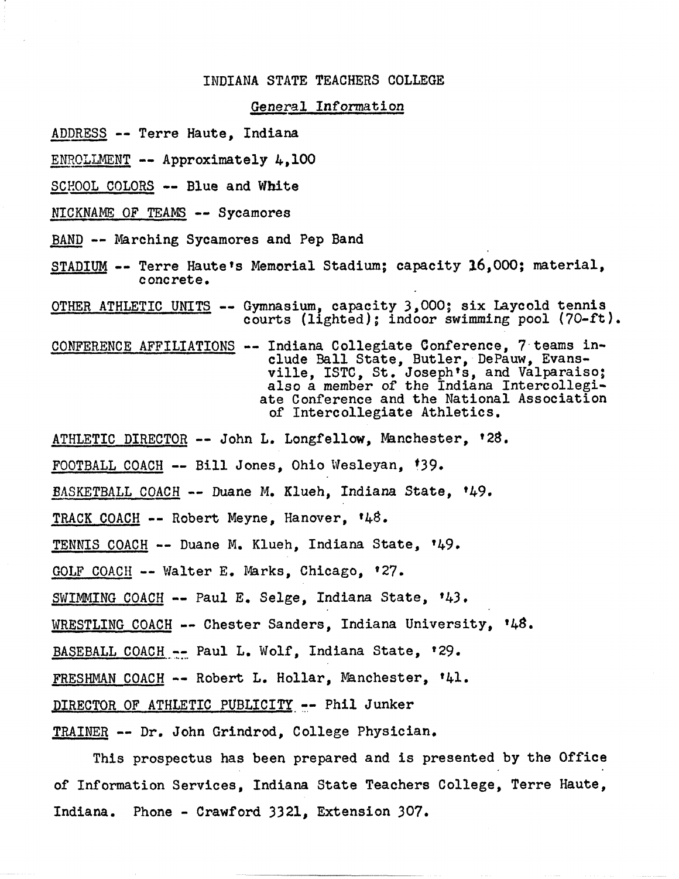# INDIANA STATE TEACHERS COLLEGE

## General Information

ADDRESS -- Terre Haute, Indiana

ENROLLMENT -- Approximately 4,100

SCHOOL COLORS -- Blue and White

NICKNAME OF TEAMS -- Sycamores

BAND -- Marching Sycamores and Pep Band

STADIUM -- Terre Haute's Memorial Stadium; capacity 16,000; material, concrete.

OTHER ATHLETIC UNITS -- Gymnasium, capacity 3,000; six Laycold tennis courts (lighted); indoor swimming pool (70-ft).

CONFERENCE AFFILIATIONS -- Indiana Collegiate Conference, 7 teams include Ball State, Butler, DePauw, Evansville, ISTC, St. Joseph's, and Valparaiso; also a member of the Indiana Intercollegiate Conference and the National Association of Intercollegiate Athletics.

ATHLETIC DIRECTOR -- John L. Longfellow, Manchester, '28.

FOOTBALL COACH -- Bill Jones, Ohio Wesleyan, '39.

BASKETBALL COACH -- Duane M. Klueh, Indiana State, '49.

TRACK COACH -- Robert Meyne, Hanover, '48.

TENNIS COACH -- Duane M. Klueh, Indiana State, '49.

GOLF COACH -- Walter E. Marks, Chicago, '27.

SWIMMING COACH -- Paul E. Selge, Indiana State, '43.

WRESTLING COACH -- Chester Sanders, Indiana University, '48.

BASEBALL COACH -- Paul L. Wolf, Indiana State, '29.

FRESHMAN COACH -- Robert L. Hollar, Manchester, '41.

DIRECTOR OF ATHLETIC PUBLICITY -- Phil Junker

TRAINER -- Dr. John Grindrod, College Physician.

This prospectus has been prepared and is presented by the Office of Information Services, Indiana State Teachers College, Terre Haute, Indiana. Phone - Crawford 3321, Extension 307.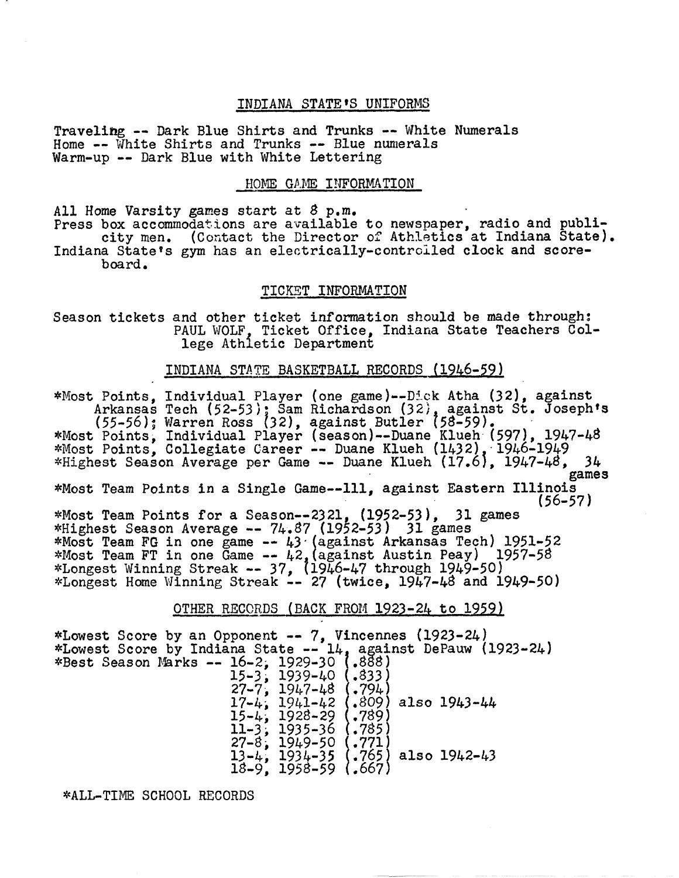## INDIANA STATE'S UNIFORMS

Traveling -- Dark Blue Shirts and Trunks -- White Numerals
Home -- White Shirts and Trunks -- Blue numerals
Warm-up -- Dark Blue with White Lettering

## HOME GAME INFORMATION

All Home Varsity games start at 8 p.m.
Press box accommodations are available to newspaper, radio and publicity men. (Contact the Director of Athletics at Indiana State).
Indiana State's gym has an electrically-controlled clock and scoreboard.

## TICKET INFORMATION

Season tickets and other ticket information should be made through:
PAUL WOLF, Ticket Office, Indiana State Teachers College Athletic Department

## INDIANA STATE BASKETBALL RECORDS (1946-59)

*Most Points, Individual Player (one game)--Dick Atha (32), against Arkansas Tech (52-53); Sam Richardson (32), against St. Joseph's (55-56); Warren Ross (32), against Butler (58-59).
*Most Points, Individual Player (season)--Duane Klueh (597), 1947-48
*Most Points, Collegiate Career -- Duane Klueh (1432), 1946-1949
*Highest Season Average per Game -- Duane Klueh (17.6), 1947-48, 34 games
*Most Team Points in a Single Game--111, against Eastern Illinois (56-57)
*Most Team Points for a Season--2321, (1952-53), 31 games
*Highest Season Average -- 74.87 (1952-53) 31 games
*Most Team FG in one game -- 43 (against Arkansas Tech) 1951-52
*Most Team FT in one Game -- 42 (against Austin Peay) 1957-58
*Longest Winning Streak -- 37, (1946-47 through 1949-50)
*Longest Home Winning Streak -- 27 (twice, 1947-48 and 1949-50)

## OTHER RECORDS (BACK FROM 1923-24 to 1959)

*Lowest Score by an Opponent -- 7, Vincennes (1923-24)
*Lowest Score by Indiana State -- 14, against DePauw (1923-24)
*Best Season Marks -- 16-2, 1929-30 (.888)
15-3, 1939-40 (.833)
27-7, 1947-48 (.794)
17-4, 1941-42 (.809) also 1943-44
15-4, 1928-29 (.789)
11-3, 1935-36 (.785)
27-8, 1949-50 (.771)
13-4, 1934-35 (.765) also 1942-43
18-9, 1958-59 (.667)

*ALL-TIME SCHOOL RECORDS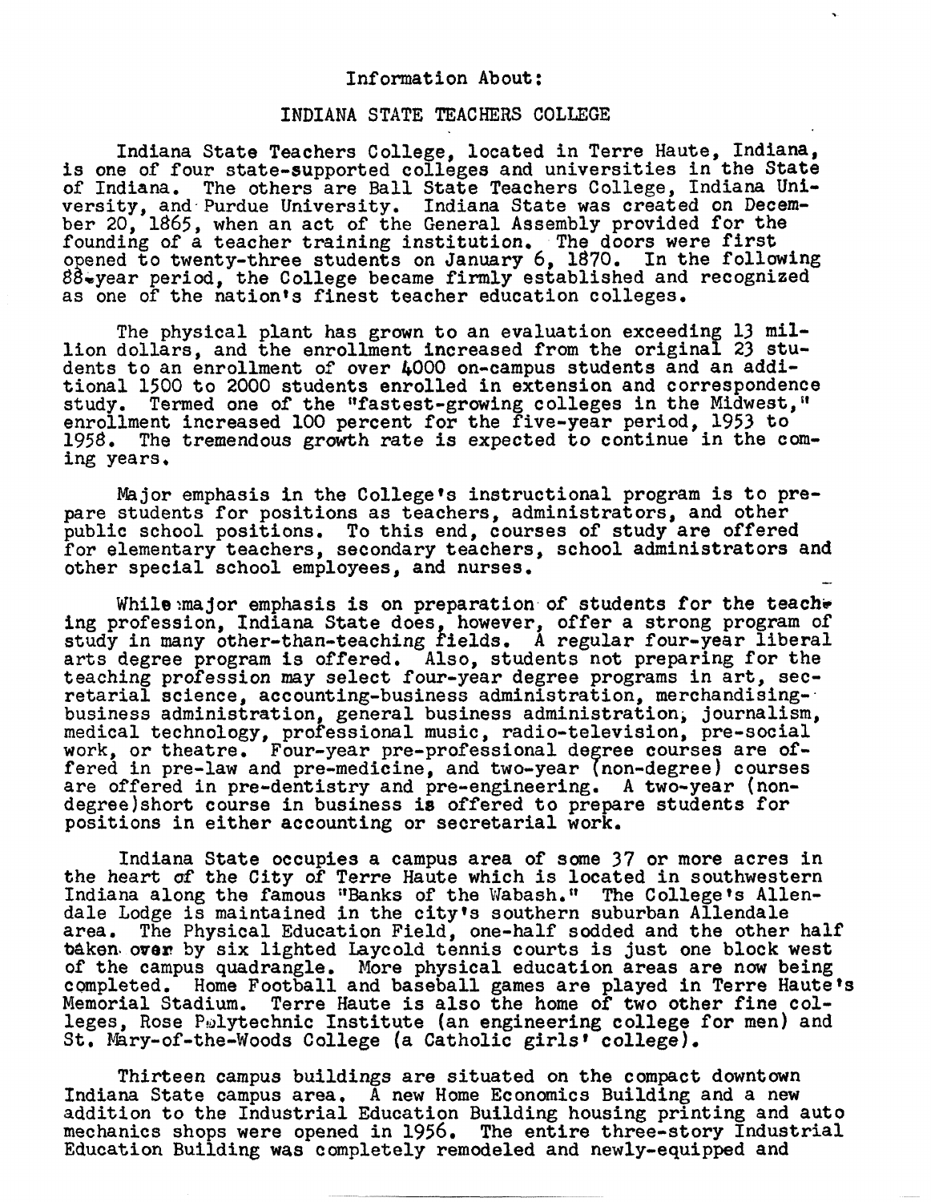Information About:

# INDIANA STATE TEACHERS COLLEGE

Indiana State Teachers College, located in Terre Haute, Indiana, is one of four state-supported colleges and universities in the State of Indiana. The others are Ball State Teachers College, Indiana University, and Purdue University. Indiana State was created on December 20, 1865, when an act of the General Assembly provided for the founding of a teacher training institution. The doors were first opened to twenty-three students on January 6, 1870. In the following 88-year period, the College became firmly established and recognized as one of the nation's finest teacher education colleges.

The physical plant has grown to an evaluation exceeding 13 million dollars, and the enrollment increased from the original 23 students to an enrollment of over 4000 on-campus students and an additional 1500 to 2000 students enrolled in extension and correspondence study. Termed one of the "fastest-growing colleges in the Midwest," enrollment increased 100 percent for the five-year period, 1953 to 1958. The tremendous growth rate is expected to continue in the coming years.

Major emphasis in the College's instructional program is to prepare students for positions as teachers, administrators, and other public school positions. To this end, courses of study are offered for elementary teachers, secondary teachers, school administrators and other special school employees, and nurses.

While major emphasis is on preparation of students for the teaching profession, Indiana State does, however, offer a strong program of study in many other-than-teaching fields. A regular four-year liberal arts degree program is offered. Also, students not preparing for the teaching profession may select four-year degree programs in art, secretarial science, accounting-business administration, merchandising-business administration, general business administration, journalism, medical technology, professional music, radio-television, pre-social work, or theatre. Four-year pre-professional degree courses are offered in pre-law and pre-medicine, and two-year (non-degree) courses are offered in pre-dentistry and pre-engineering. A two-year (non-degree)short course in business is offered to prepare students for positions in either accounting or secretarial work.

Indiana State occupies a campus area of some 37 or more acres in the heart of the City of Terre Haute which is located in southwestern Indiana along the famous "Banks of the Wabash." The College's Allendale Lodge is maintained in the city's southern suburban Allendale area. The Physical Education Field, one-half sodded and the other half taken over by six lighted Laycold tennis courts is just one block west of the campus quadrangle. More physical education areas are now being completed. Home Football and baseball games are played in Terre Haute's Memorial Stadium. Terre Haute is also the home of two other fine colleges, Rose Polytechnic Institute (an engineering college for men) and St. Mary-of-the-Woods College (a Catholic girls' college).

Thirteen campus buildings are situated on the compact downtown Indiana State campus area. A new Home Economics Building and a new addition to the Industrial Education Building housing printing and auto mechanics shops were opened in 1956. The entire three-story Industrial Education Building was completely remodeled and newly-equipped and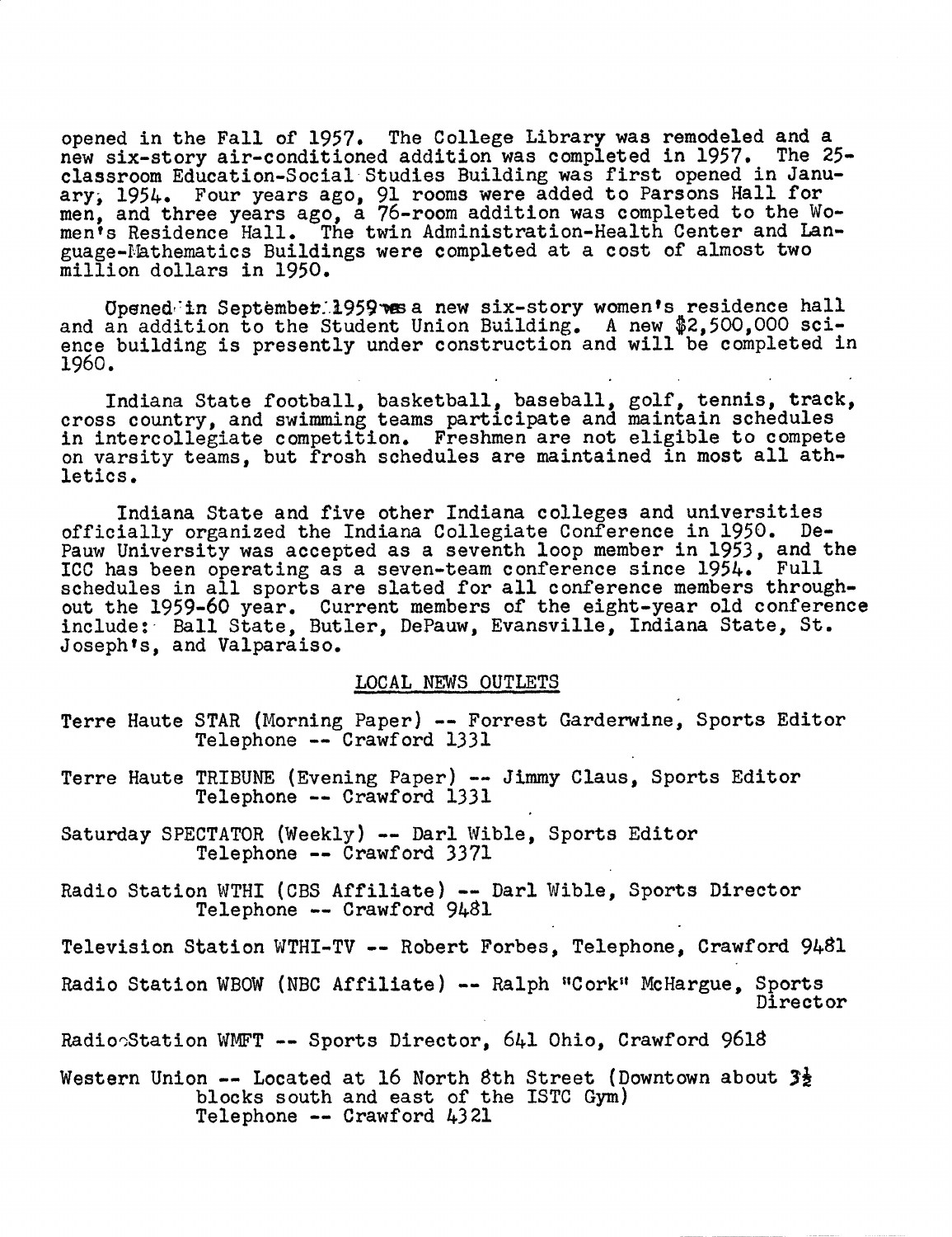opened in the Fall of 1957. The College Library was remodeled and a new six-story air-conditioned addition was completed in 1957. The 25-classroom Education-Social Studies Building was first opened in January, 1954. Four years ago, 91 rooms were added to Parsons Hall for men, and three years ago, a 76-room addition was completed to the Women's Residence Hall. The twin Administration-Health Center and Language-Mathematics Buildings were completed at a cost of almost two million dollars in 1950.

Opened in September 1959 was a new six-story women's residence hall and an addition to the Student Union Building. A new $2,500,000 science building is presently under construction and will be completed in 1960.

Indiana State football, basketball, baseball, golf, tennis, track, cross country, and swimming teams participate and maintain schedules in intercollegiate competition. Freshmen are not eligible to compete on varsity teams, but frosh schedules are maintained in most all athletics.

Indiana State and five other Indiana colleges and universities officially organized the Indiana Collegiate Conference in 1950. DePauw University was accepted as a seventh loop member in 1953, and the ICC has been operating as a seven-team conference since 1954. Full schedules in all sports are slated for all conference members throughout the 1959-60 year. Current members of the eight-year old conference include: Ball State, Butler, DePauw, Evansville, Indiana State, St. Joseph's, and Valparaiso.

## LOCAL NEWS OUTLETS

Terre Haute STAR (Morning Paper) -- Forrest Garderwine, Sports Editor
Telephone -- Crawford 1331

Terre Haute TRIBUNE (Evening Paper) -- Jimmy Claus, Sports Editor
Telephone -- Crawford 1331

Saturday SPECTATOR (Weekly) -- Darl Wible, Sports Editor
Telephone -- Crawford 3371

Radio Station WTHI (CBS Affiliate) -- Darl Wible, Sports Director
Telephone -- Crawford 9481

Television Station WTHI-TV -- Robert Forbes, Telephone, Crawford 9481

Radio Station WBOW (NBC Affiliate) -- Ralph "Cork" McHargue, Sports Director

Radio Station WMFT -- Sports Director, 641 Ohio, Crawford 9618

Western Union -- Located at 16 North 8th Street (Downtown about 3½ blocks south and east of the ISTC Gym)
Telephone -- Crawford 4321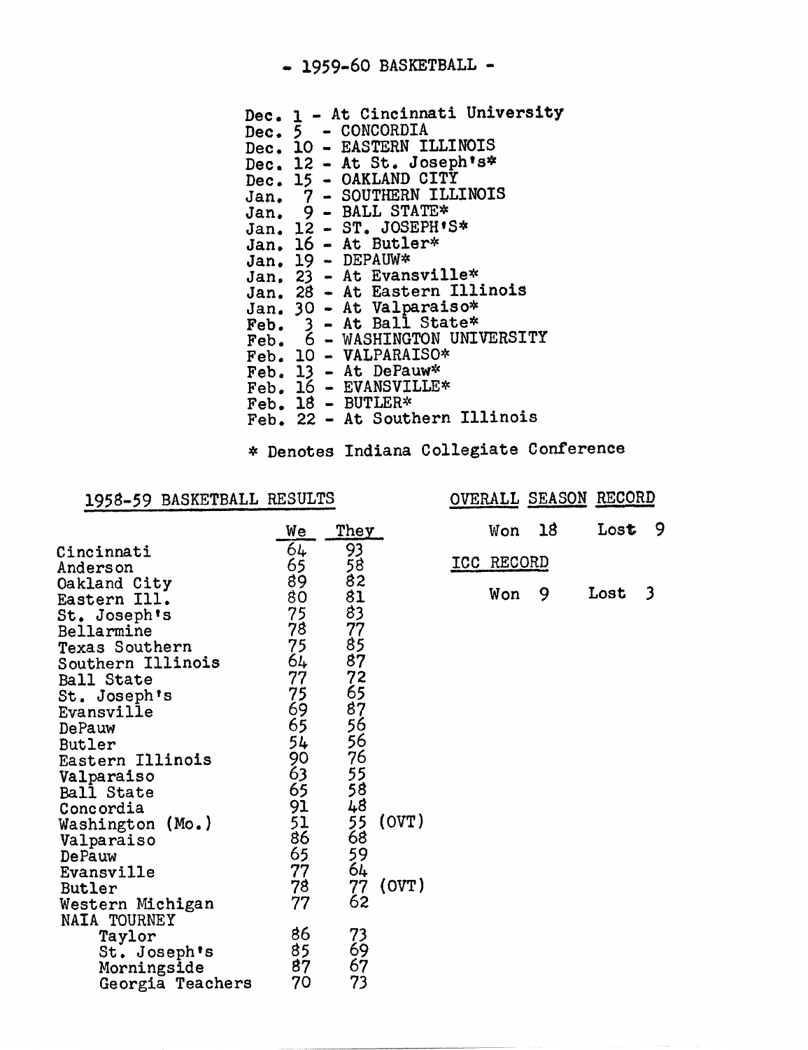# - 1959-60 BASKETBALL -

Dec. 1 - At Cincinnati University
Dec. 5 - CONCORDIA
Dec. 10 - EASTERN ILLINOIS
Dec. 12 - At St. Joseph's*
Dec. 15 - OAKLAND CITY
Jan. 7 - SOUTHERN ILLINOIS
Jan. 9 - BALL STATE*
Jan. 12 - ST. JOSEPH'S*
Jan. 16 - At Butler*
Jan. 19 - DEPAUW*
Jan. 23 - At Evansville*
Jan. 28 - At Eastern Illinois
Jan. 30 - At Valparaiso*
Feb. 3 - At Ball State*
Feb. 6 - WASHINGTON UNIVERSITY
Feb. 10 - VALPARAISO*
Feb. 13 - At DePauw*
Feb. 16 - EVANSVILLE*
Feb. 18 - BUTLER*
Feb. 22 - At Southern Illinois

* Denotes Indiana Collegiate Conference

## 1958-59 BASKETBALL RESULTS

| | We | They |
|---|---|---|
| Cincinnati | 64 | 93 |
| Anderson | 65 | 58 |
| Oakland City | 89 | 82 |
| Eastern Ill. | 80 | 81 |
| St. Joseph's | 75 | 83 |
| Bellarmine | 78 | 77 |
| Texas Southern | 75 | 85 |
| Southern Illinois | 64 | 87 |
| Ball State | 77 | 72 |
| St. Joseph's | 75 | 65 |
| Evansville | 69 | 87 |
| DePauw | 65 | 56 |
| Butler | 54 | 56 |
| Eastern Illinois | 90 | 76 |
| Valparaiso | 63 | 55 |
| Ball State | 65 | 58 |
| Concordia | 91 | 48 |
| Washington (Mo.) | 51 | 55 (OVT) |
| Valparaiso | 86 | 68 |
| DePauw | 65 | 59 |
| Evansville | 77 | 64 |
| Butler | 78 | 77 (OVT) |
| Western Michigan | 77 | 62 |
| NAIA TOURNEY | | |
| Taylor | 86 | 73 |
| St. Joseph's | 85 | 69 |
| Morningside | 87 | 67 |
| Georgia Teachers | 70 | 73 |

## OVERALL SEASON RECORD

Won 18 Lost 9

## ICC RECORD

Won 9 Lost 3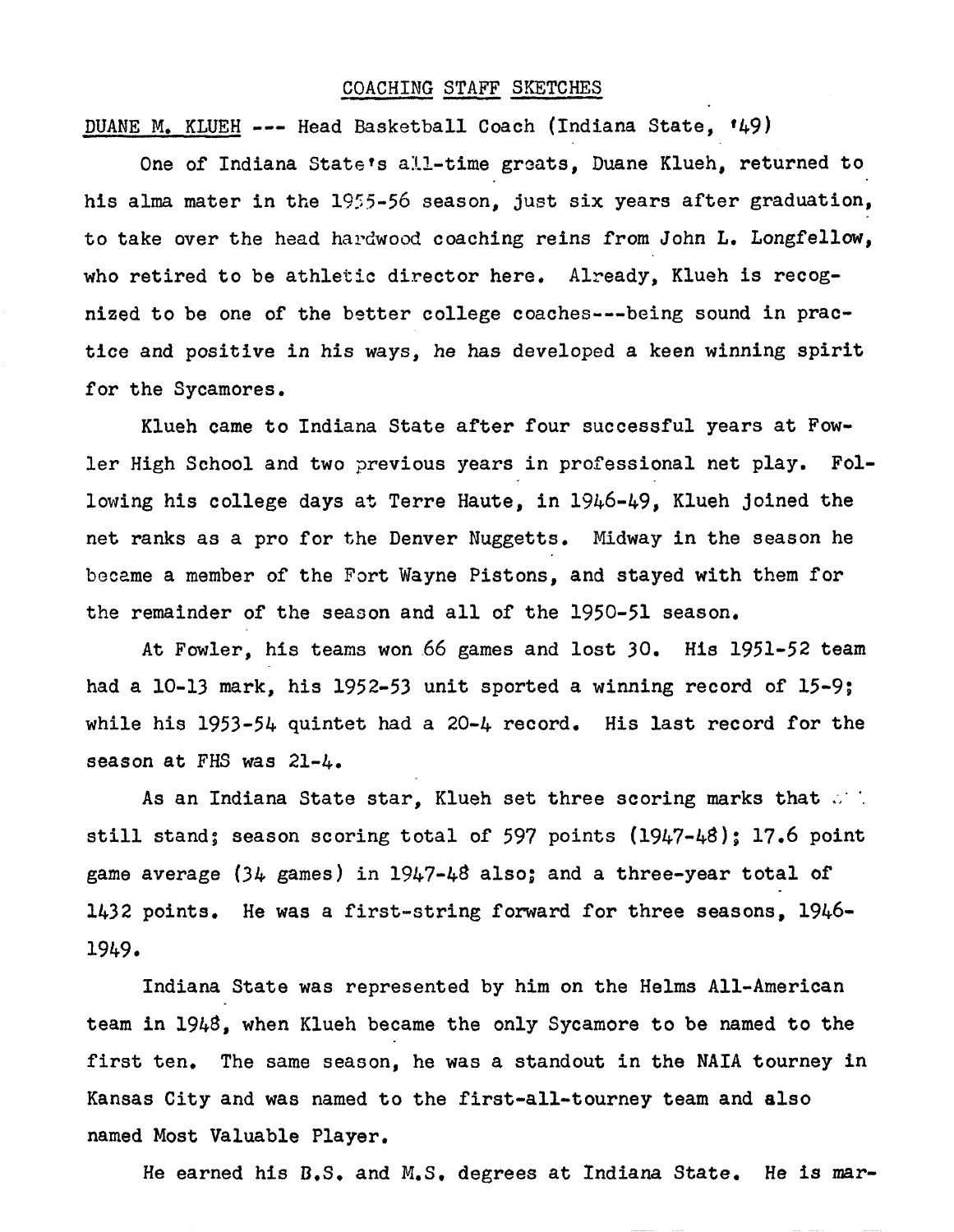## COACHING STAFF SKETCHES

DUANE M. KLUEH --- Head Basketball Coach (Indiana State, '49)

One of Indiana State's all-time greats, Duane Klueh, returned to his alma mater in the 1955-56 season, just six years after graduation, to take over the head hardwood coaching reins from John L. Longfellow, who retired to be athletic director here. Already, Klueh is recognized to be one of the better college coaches---being sound in practice and positive in his ways, he has developed a keen winning spirit for the Sycamores.

Klueh came to Indiana State after four successful years at Fowler High School and two previous years in professional net play. Following his college days at Terre Haute, in 1946-49, Klueh joined the net ranks as a pro for the Denver Nuggetts. Midway in the season he became a member of the Fort Wayne Pistons, and stayed with them for the remainder of the season and all of the 1950-51 season.

At Fowler, his teams won 66 games and lost 30. His 1951-52 team had a 10-13 mark, his 1952-53 unit sported a winning record of 15-9; while his 1953-54 quintet had a 20-4 record. His last record for the season at FHS was 21-4.

As an Indiana State star, Klueh set three scoring marks that still stand; season scoring total of 597 points (1947-48); 17.6 point game average (34 games) in 1947-48 also; and a three-year total of 1432 points. He was a first-string forward for three seasons, 1946-1949.

Indiana State was represented by him on the Helms All-American team in 1948, when Klueh became the only Sycamore to be named to the first ten. The same season, he was a standout in the NAIA tourney in Kansas City and was named to the first-all-tourney team and also named Most Valuable Player.

He earned his B.S. and M.S. degrees at Indiana State. He is mar-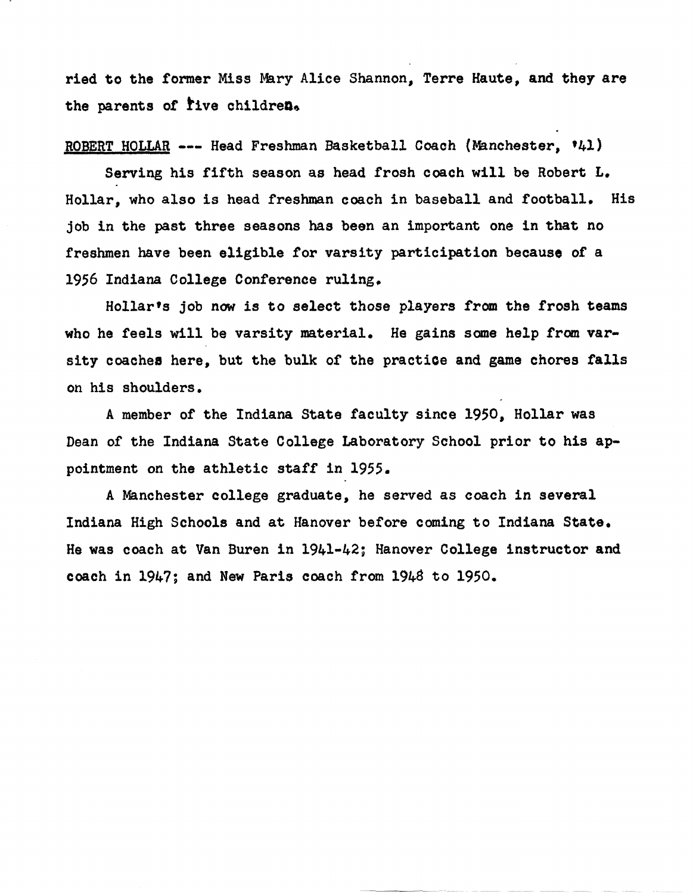ried to the former Miss Mary Alice Shannon, Terre Haute, and they are the parents of five children.

ROBERT HOLLAR --- Head Freshman Basketball Coach (Manchester, '41)

Serving his fifth season as head frosh coach will be Robert L. Hollar, who also is head freshman coach in baseball and football. His job in the past three seasons has been an important one in that no freshmen have been eligible for varsity participation because of a 1956 Indiana College Conference ruling.

Hollar's job now is to select those players from the frosh teams who he feels will be varsity material. He gains some help from varsity coaches here, but the bulk of the practice and game chores falls on his shoulders.

A member of the Indiana State faculty since 1950, Hollar was Dean of the Indiana State College Laboratory School prior to his appointment on the athletic staff in 1955.

A Manchester college graduate, he served as coach in several Indiana High Schools and at Hanover before coming to Indiana State. He was coach at Van Buren in 1941-42; Hanover College instructor and coach in 1947; and New Paris coach from 1948 to 1950.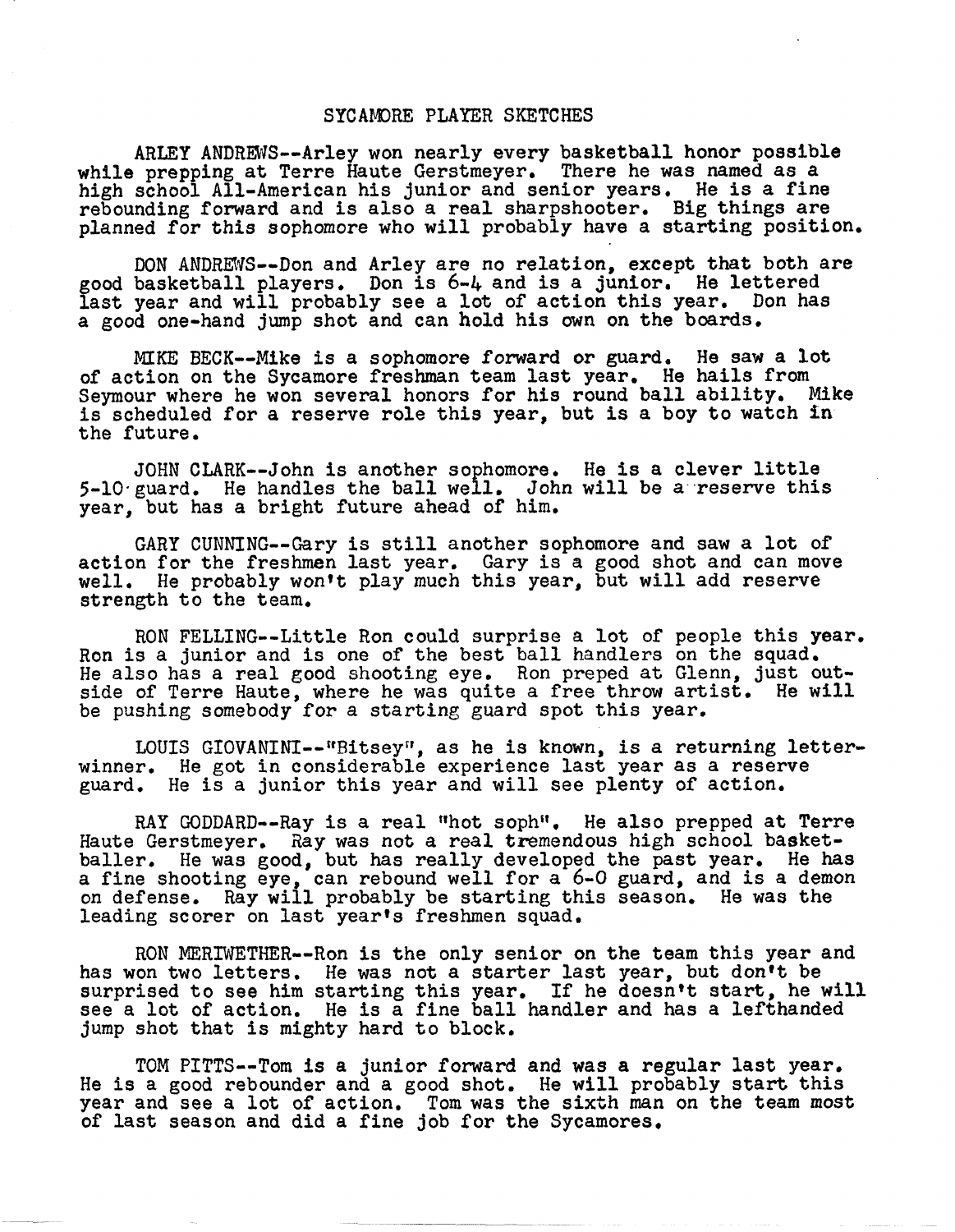# SYCAMORE PLAYER SKETCHES

ARLEY ANDREWS--Arley won nearly every basketball honor possible while prepping at Terre Haute Gerstmeyer. There he was named as a high school All-American his junior and senior years. He is a fine rebounding forward and is also a real sharpshooter. Big things are planned for this sophomore who will probably have a starting position.

DON ANDREWS--Don and Arley are no relation, except that both are good basketball players. Don is 6-4 and is a junior. He lettered last year and will probably see a lot of action this year. Don has a good one-hand jump shot and can hold his own on the boards.

MIKE BECK--Mike is a sophomore forward or guard. He saw a lot of action on the Sycamore freshman team last year. He hails from Seymour where he won several honors for his round ball ability. Mike is scheduled for a reserve role this year, but is a boy to watch in the future.

JOHN CLARK--John is another sophomore. He is a clever little 5-10 guard. He handles the ball well. John will be a reserve this year, but has a bright future ahead of him.

GARY CUNNING--Gary is still another sophomore and saw a lot of action for the freshmen last year. Gary is a good shot and can move well. He probably won't play much this year, but will add reserve strength to the team.

RON FELLING--Little Ron could surprise a lot of people this year. Ron is a junior and is one of the best ball handlers on the squad. He also has a real good shooting eye. Ron preped at Glenn, just outside of Terre Haute, where he was quite a free throw artist. He will be pushing somebody for a starting guard spot this year.

LOUIS GIOVANINI--"Bitsey", as he is known, is a returning letter-winner. He got in considerable experience last year as a reserve guard. He is a junior this year and will see plenty of action.

RAY GODDARD--Ray is a real "hot soph". He also prepped at Terre Haute Gerstmeyer. Ray was not a real tremendous high school basketballer. He was good, but has really developed the past year. He has a fine shooting eye, can rebound well for a 6-0 guard, and is a demon on defense. Ray will probably be starting this season. He was the leading scorer on last year's freshmen squad.

RON MERIWETHER--Ron is the only senior on the team this year and has won two letters. He was not a starter last year, but don't be surprised to see him starting this year. If he doesn't start, he will see a lot of action. He is a fine ball handler and has a lefthanded jump shot that is mighty hard to block.

TOM PITTS--Tom is a junior forward and was a regular last year. He is a good rebounder and a good shot. He will probably start this year and see a lot of action. Tom was the sixth man on the team most of last season and did a fine job for the Sycamores.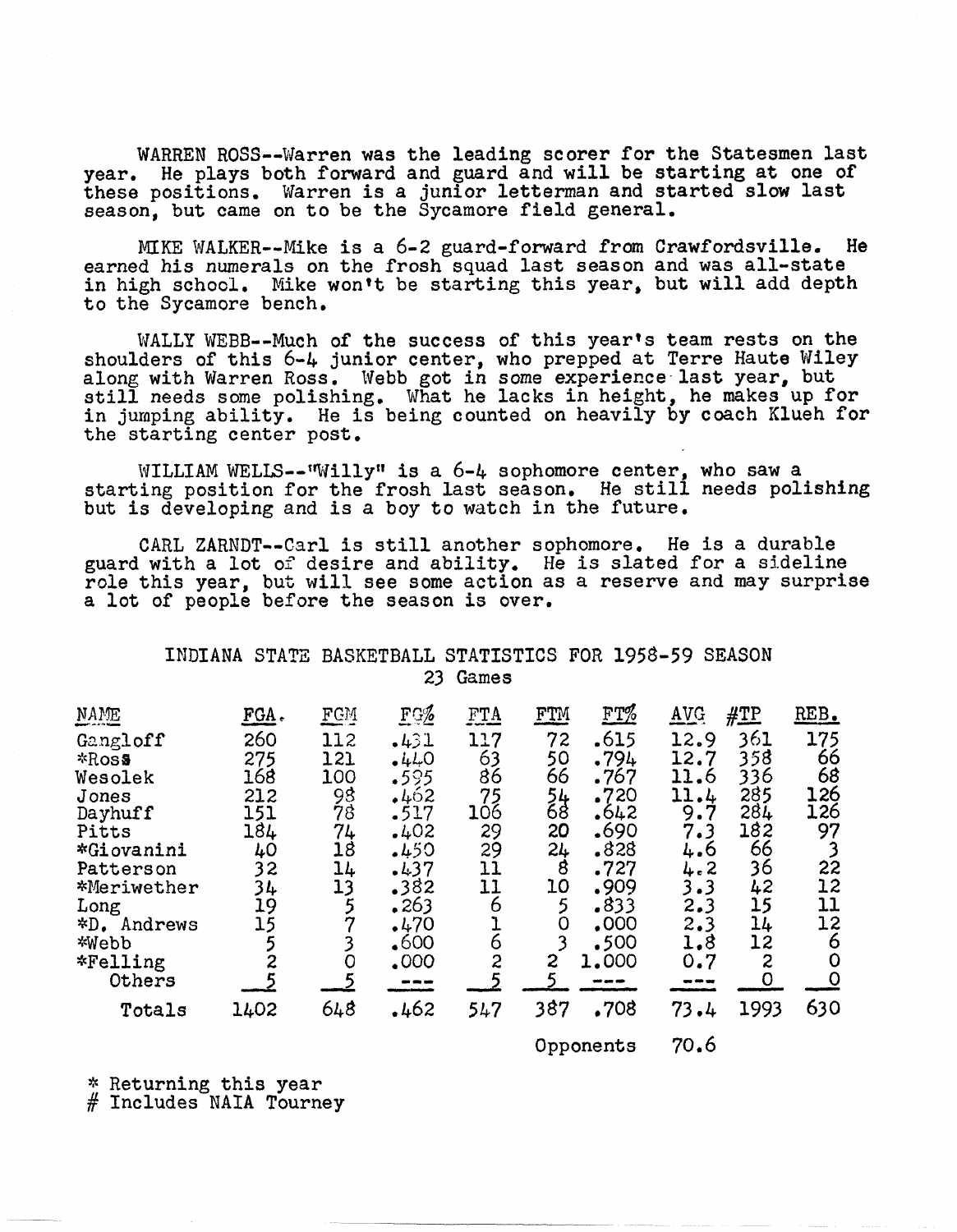WARREN ROSS--Warren was the leading scorer for the Statesmen last year. He plays both forward and guard and will be starting at one of these positions. Warren is a junior letterman and started slow last season, but came on to be the Sycamore field general.

MIKE WALKER--Mike is a 6-2 guard-forward from Crawfordsville. He earned his numerals on the frosh squad last season and was all-state in high school. Mike won't be starting this year, but will add depth to the Sycamore bench.

WALLY WEBB--Much of the success of this year's team rests on the shoulders of this 6-4 junior center, who prepped at Terre Haute Wiley along with Warren Ross. Webb got in some experience last year, but still needs some polishing. What he lacks in height, he makes up for in jumping ability. He is being counted on heavily by coach Klueh for the starting center post.

WILLIAM WELLS--"Willy" is a 6-4 sophomore center, who saw a starting position for the frosh last season. He still needs polishing but is developing and is a boy to watch in the future.

CARL ZARNDT--Carl is still another sophomore. He is a durable guard with a lot of desire and ability. He is slated for a sideline role this year, but will see some action as a reserve and may surprise a lot of people before the season is over.

## INDIANA STATE BASKETBALL STATISTICS FOR 1958-59 SEASON

23 Games

| NAME | FGA. | FGM | FG% | FTA | FTM | FT% | AVG | #TP | REB. |
|---|---|---|---|---|---|---|---|---|---|
| Gangloff | 260 | 112 | .431 | 117 | 72 | .615 | 12.9 | 361 | 175 |
| *Ross | 275 | 121 | .440 | 63 | 50 | .794 | 12.7 | 358 | 66 |
| Wesolek | 168 | 100 | .595 | 86 | 66 | .767 | 11.6 | 336 | 68 |
| Jones | 212 | 98 | .462 | 75 | 54 | .720 | 11.4 | 285 | 126 |
| Dayhuff | 151 | 78 | .517 | 106 | 68 | .642 | 9.7 | 284 | 126 |
| Pitts | 184 | 74 | .402 | 29 | 20 | .690 | 7.3 | 182 | 97 |
| *Giovanini | 40 | 18 | .450 | 29 | 24 | .828 | 4.6 | 66 | 3 |
| Patterson | 32 | 14 | .437 | 11 | 8 | .727 | 4.2 | 36 | 22 |
| *Meriwether | 34 | 13 | .382 | 11 | 10 | .909 | 3.3 | 42 | 12 |
| Long | 19 | 5 | .263 | 6 | 5 | .833 | 2.3 | 15 | 11 |
| *D. Andrews | 15 | 7 | .470 | 1 | 0 | .000 | 2.3 | 14 | 12 |
| *Webb | 5 | 3 | .600 | 6 | 3 | .500 | 1.8 | 12 | 6 |
| *Felling | 2 | 0 | .000 | 2 | 2 | 1.000 | 0.7 | 2 | 0 |
| Others | 5 | 5 | --- | 5 | 5 | --- | --- | 0 | 0 |
| Totals | 1402 | 648 | .462 | 547 | 387 | .708 | 73.4 | 1993 | 630 |
| | | | | | Opponents | | 70.6 | | |

\* Returning this year
\# Includes NAIA Tourney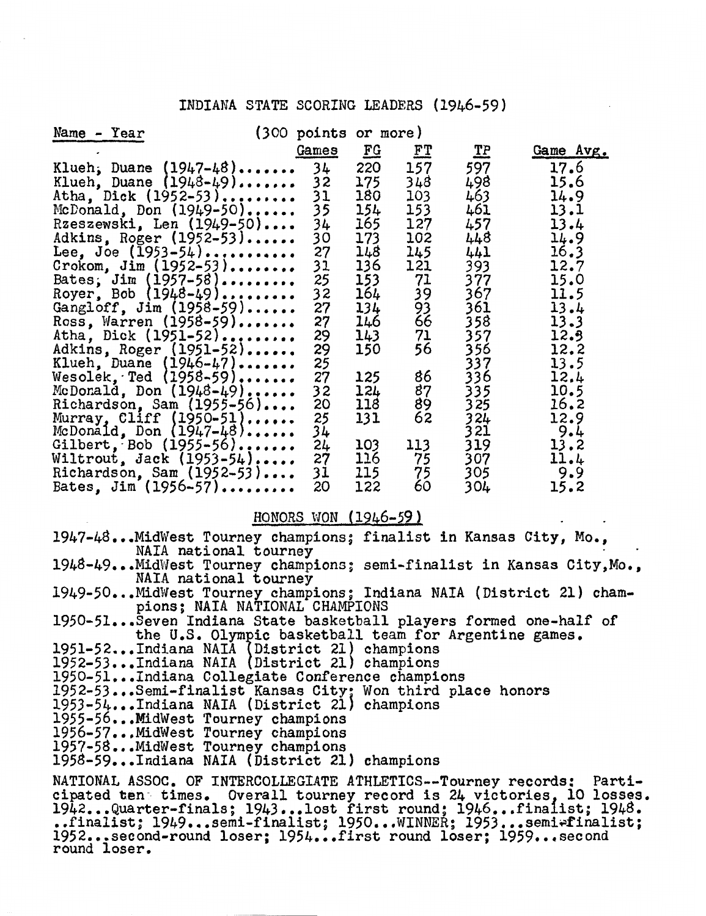# INDIANA STATE SCORING LEADERS (1946-59)

(300 points or more)

| Name - Year | Games | FG | FT | TP | Game Avg. |
|---|---|---|---|---|---|
| Klueh, Duane (1947-48)....... | 34 | 220 | 157 | 597 | 17.6 |
| Klueh, Duane (1948-49)....... | 32 | 175 | 348 | 498 | 15.6 |
| Atha, Dick (1952-53)......... | 31 | 180 | 103 | 463 | 14.9 |
| McDonald, Don (1949-50)...... | 35 | 154 | 153 | 461 | 13.1 |
| Rzeszewski, Len (1949-50).... | 34 | 165 | 127 | 457 | 13.4 |
| Adkins, Roger (1952-53)...... | 30 | 173 | 102 | 448 | 14.9 |
| Lee, Joe (1953-54)........... | 27 | 148 | 145 | 441 | 16.3 |
| Crokom, Jim (1952-53)........ | 31 | 136 | 121 | 393 | 12.7 |
| Bates, Jim (1957-58)......... | 25 | 153 | 71 | 377 | 15.0 |
| Royer, Bob (1948-49)......... | 32 | 164 | 39 | 367 | 11.5 |
| Gangloff, Jim (1958-59)...... | 27 | 134 | 93 | 361 | 13.4 |
| Ross, Warren (1958-59)....... | 27 | 146 | 66 | 358 | 13.3 |
| Atha, Dick (1951-52)......... | 29 | 143 | 71 | 357 | 12.3 |
| Adkins, Roger (1951-52)...... | 29 | 150 | 56 | 356 | 12.2 |
| Klueh, Duane (1946-47)....... | 25 | | | 337 | 13.5 |
| Wesolek, Ted (1958-59)....... | 27 | 125 | 86 | 336 | 12.4 |
| McDonald, Don (1948-49)...... | 32 | 124 | 87 | 335 | 10.5 |
| Richardson, Sam (1955-56).... | 20 | 118 | 89 | 325 | 16.2 |
| Murray, Cliff (1950-51)...... | 25 | 131 | 62 | 324 | 12.9 |
| McDonald, Don (1947-48)...... | 34 | | | 321 | 9.4 |
| Gilbert, Bob (1955-56)....... | 24 | 103 | 113 | 319 | 13.2 |
| Wiltrout, Jack (1953-54)..... | 27 | 116 | 75 | 307 | 11.4 |
| Richardson, Sam (1952-53).... | 31 | 115 | 75 | 305 | 9.9 |
| Bates, Jim (1956-57)......... | 20 | 122 | 60 | 304 | 15.2 |

## HONORS WON (1946-59)

1947-48...MidWest Tourney champions; finalist in Kansas City, Mo., NAIA national tourney
1948-49...MidWest Tourney champions; semi-finalist in Kansas City, Mo., NAIA national tourney
1949-50...MidWest Tourney champions; Indiana NAIA (District 21) champions; NAIA NATIONAL CHAMPIONS
1950-51...Seven Indiana State basketball players formed one-half of the U.S. Olympic basketball team for Argentine games.
1951-52...Indiana NAIA (District 21) champions
1952-53...Indiana NAIA (District 21) champions
1950-51...Indiana Collegiate Conference champions
1952-53...Semi-finalist Kansas City; Won third place honors
1953-54...Indiana NAIA (District 21) champions
1955-56...MidWest Tourney champions
1956-57...MidWest Tourney champions
1957-58...MidWest Tourney champions
1958-59...Indiana NAIA (District 21) champions

NATIONAL ASSOC. OF INTERCOLLEGIATE ATHLETICS--Tourney records: Participated ten times. Overall tourney record is 24 victories, 10 losses. 1942...Quarter-finals; 1943...lost first round; 1946...finalist; 1948...finalist; 1949...semi-finalist; 1950...WINNER; 1953...semi-finalist; 1952...second-round loser; 1954...first round loser; 1959...second round loser.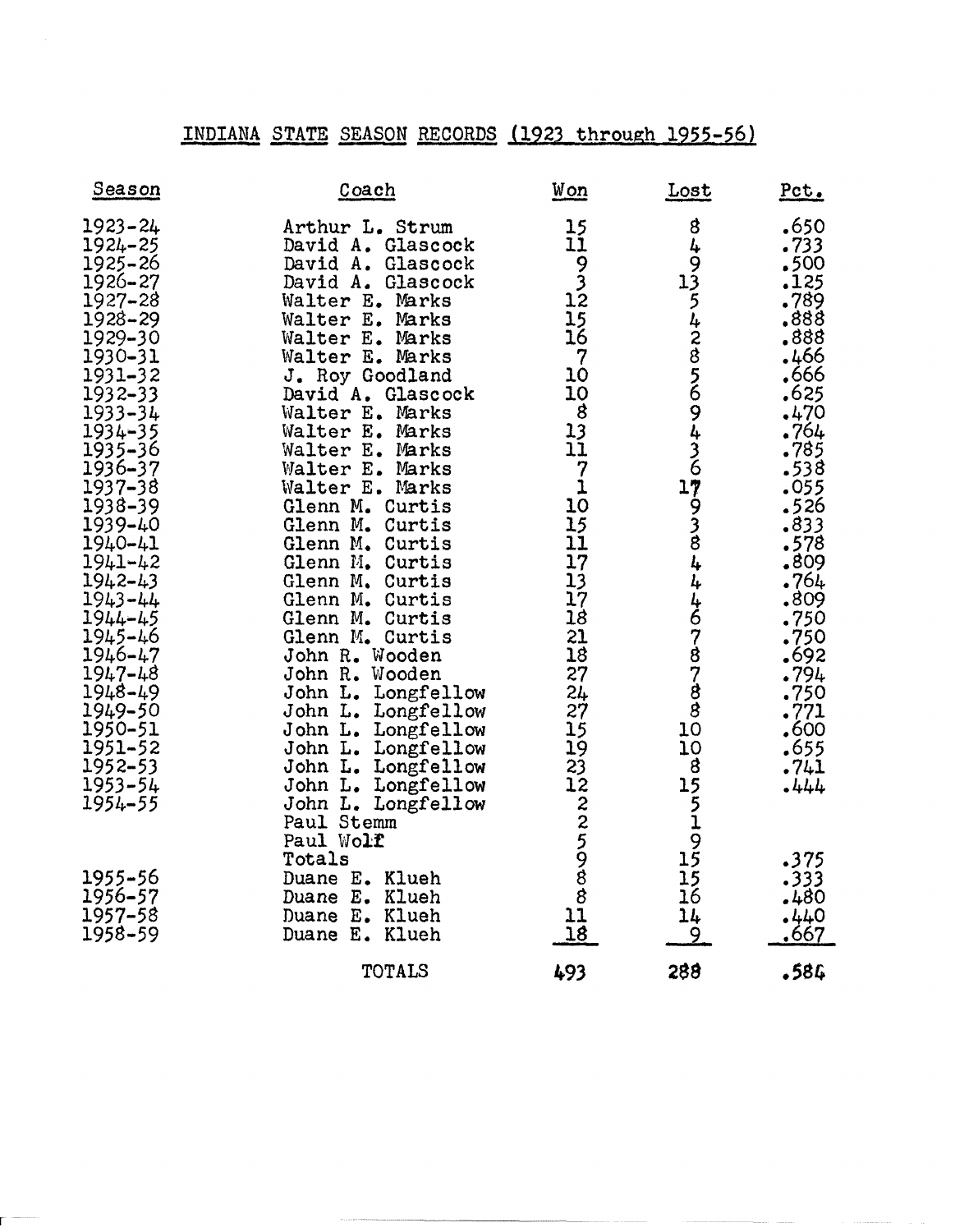# INDIANA STATE SEASON RECORDS (1923 through 1955-56)

| Season | Coach | Won | Lost | Pct. |
|---|---|---|---|---|
| 1923-24 | Arthur L. Strum | 15 | 8 | .650 |
| 1924-25 | David A. Glascock | 11 | 4 | .733 |
| 1925-26 | David A. Glascock | 9 | 9 | .500 |
| 1926-27 | David A. Glascock | 3 | 13 | .125 |
| 1927-28 | Walter E. Marks | 12 | 5 | .789 |
| 1928-29 | Walter E. Marks | 15 | 4 | .888 |
| 1929-30 | Walter E. Marks | 16 | 2 | .888 |
| 1930-31 | Walter E. Marks | 7 | 8 | .466 |
| 1931-32 | J. Roy Goodland | 10 | 5 | .666 |
| 1932-33 | David A. Glascock | 10 | 6 | .625 |
| 1933-34 | Walter E. Marks | 8 | 9 | .470 |
| 1934-35 | Walter E. Marks | 13 | 4 | .764 |
| 1935-36 | Walter E. Marks | 11 | 3 | .785 |
| 1936-37 | Walter E. Marks | 7 | 6 | .538 |
| 1937-38 | Walter E. Marks | 1 | 17 | .055 |
| 1938-39 | Glenn M. Curtis | 10 | 9 | .526 |
| 1939-40 | Glenn M. Curtis | 15 | 3 | .833 |
| 1940-41 | Glenn M. Curtis | 11 | 8 | .578 |
| 1941-42 | Glenn M. Curtis | 17 | 4 | .809 |
| 1942-43 | Glenn M. Curtis | 13 | 4 | .764 |
| 1943-44 | Glenn M. Curtis | 17 | 4 | .809 |
| 1944-45 | Glenn M. Curtis | 18 | 6 | .750 |
| 1945-46 | Glenn M. Curtis | 21 | 7 | .750 |
| 1946-47 | John R. Wooden | 18 | 8 | .692 |
| 1947-48 | John R. Wooden | 27 | 7 | .794 |
| 1948-49 | John L. Longfellow | 24 | 8 | .750 |
| 1949-50 | John L. Longfellow | 27 | 8 | .771 |
| 1950-51 | John L. Longfellow | 15 | 10 | .600 |
| 1951-52 | John L. Longfellow | 19 | 10 | .655 |
| 1952-53 | John L. Longfellow | 23 | 8 | .741 |
| 1953-54 | John L. Longfellow | 12 | 15 | .444 |
| 1954-55 | John L. Longfellow | 2 | 5 | |
| | Paul Stemm | 2 | 1 | |
| | Paul Wolf | 5 | 9 | |
| | Totals | 9 | 15 | .375 |
| 1955-56 | Duane E. Klueh | 8 | 15 | .333 |
| 1956-57 | Duane E. Klueh | 8 | 16 | .480 |
| 1957-58 | Duane E. Klueh | 11 | 14 | .440 |
| 1958-59 | Duane E. Klueh | 18 | 9 | .667 |
| | TOTALS | 493 | 288 | .584 |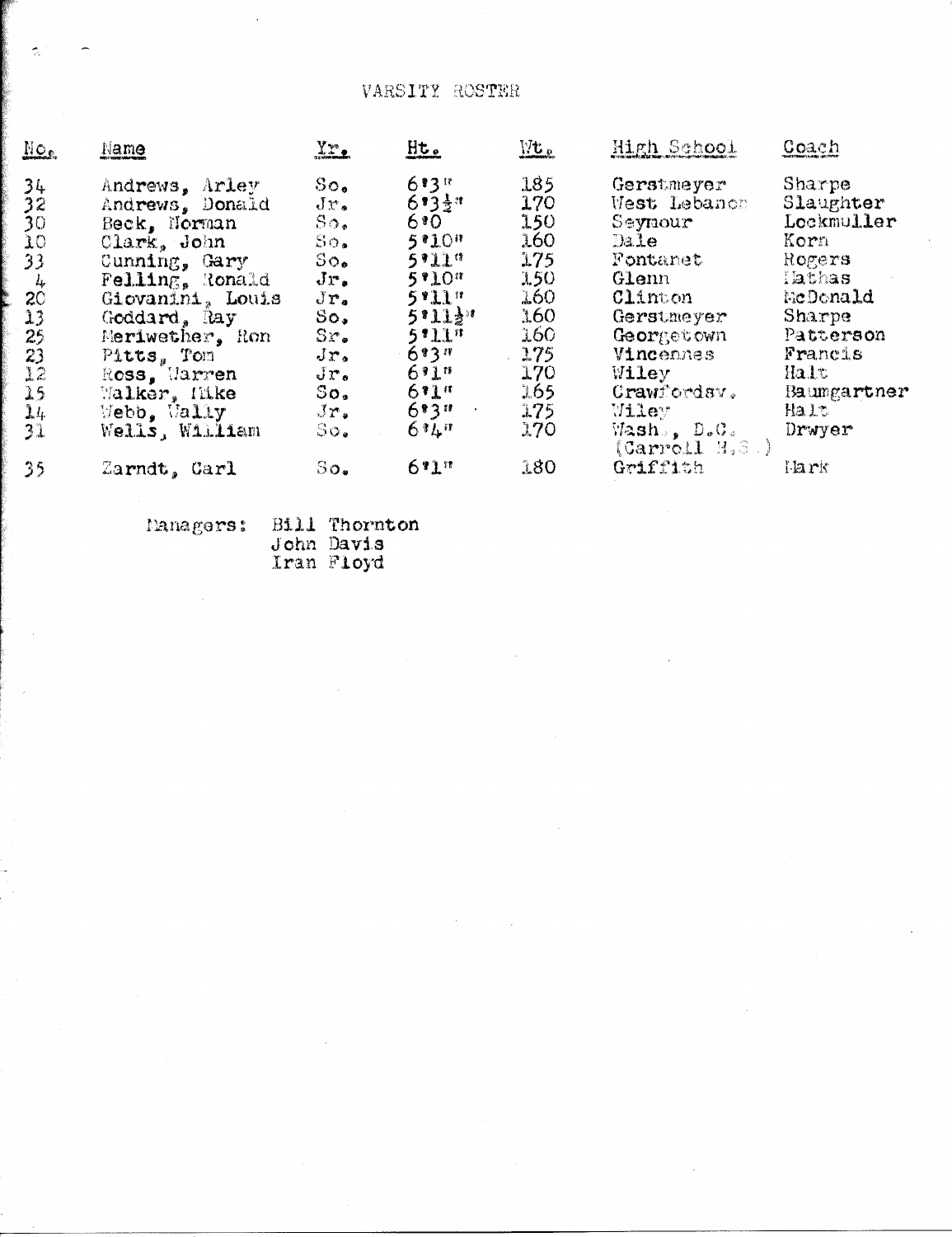# VARSITY ROSTER

| No. | Name | Yr. | Ht. | Wt. | High School | Coach |
| --- | --- | --- | --- | --- | --- | --- |
| 34 | Andrews, Arley | So. | 6'3" | 185 | Gerstmeyer | Sharpe |
| 32 | Andrews, Donald | Jr. | 6'3½" | 170 | West Lebanon | Slaughter |
| 30 | Beck, Norman | So. | 6'0 | 150 | Seymour | Lockmuller |
| 10 | Clark, John | So. | 5'10" | 160 | Dale | Korn |
| 33 | Cunning, Gary | So. | 5'11" | 175 | Fontanet | Rogers |
| 4 | Felling, Ronald | Jr. | 5'10" | 150 | Glenn | Mathas |
| 20 | Giovanini, Louis | Jr. | 5'11" | 160 | Clinton | McDonald |
| 13 | Goddard, Ray | So. | 5'11½" | 160 | Gerstmeyer | Sharpe |
| 25 | Meriwether, Ron | Sr. | 5'11" | 160 | Georgetown | Patterson |
| 23 | Pitts, Tom | Jr. | 6'3" | 175 | Vincennes | Francis |
| 12 | Ross, Warren | Jr. | 6'1" | 170 | Wiley | Halt |
| 15 | Walker, Mike | So. | 6'1" | 165 | Crawfordsv. | Baumgartner |
| 14 | Webb, Wally | Jr. | 6'3" | 175 | Wiley | Halt |
| 31 | Wells, William | So. | 6'4" | 170 | Wash., D.C. (Carroll H.S.) | Drwyer |
| 35 | Zarndt, Carl | So. | 6'1" | 180 | Griffith | Mark |

Managers: Bill Thornton
John Davis
Iran Floyd